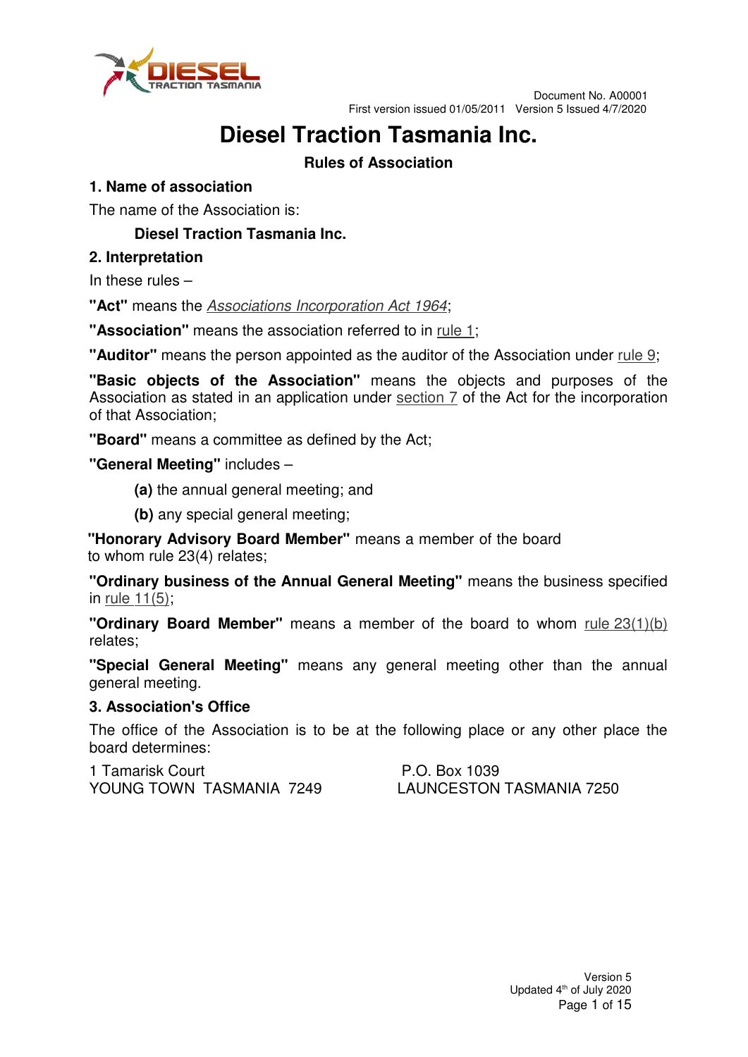Document No. A00001
First version issued 01/05/2011 Version 5 Issued 4/7/2020

# Diesel Traction Tasmania Inc.

## Rules of Association

### 1. Name of association

The name of the Association is:

**Diesel Traction Tasmania Inc.**

### 2. Interpretation

In these rules –

**"Act"** means the *Associations Incorporation Act 1964*;

**"Association"** means the association referred to in rule 1;

**"Auditor"** means the person appointed as the auditor of the Association under rule 9;

**"Basic objects of the Association"** means the objects and purposes of the Association as stated in an application under section 7 of the Act for the incorporation of that Association;

**"Board"** means a committee as defined by the Act;

**"General Meeting"** includes –

**(a)** the annual general meeting; and

**(b)** any special general meeting;

**"Honorary Advisory Board Member"** means a member of the board to whom rule 23(4) relates;

**"Ordinary business of the Annual General Meeting"** means the business specified in rule 11(5);

**"Ordinary Board Member"** means a member of the board to whom rule 23(1)(b) relates;

**"Special General Meeting"** means any general meeting other than the annual general meeting.

### 3. Association's Office

The office of the Association is to be at the following place or any other place the board determines:

1 Tamarisk Court
YOUNG TOWN TASMANIA 7249

P.O. Box 1039
LAUNCESTON TASMANIA 7250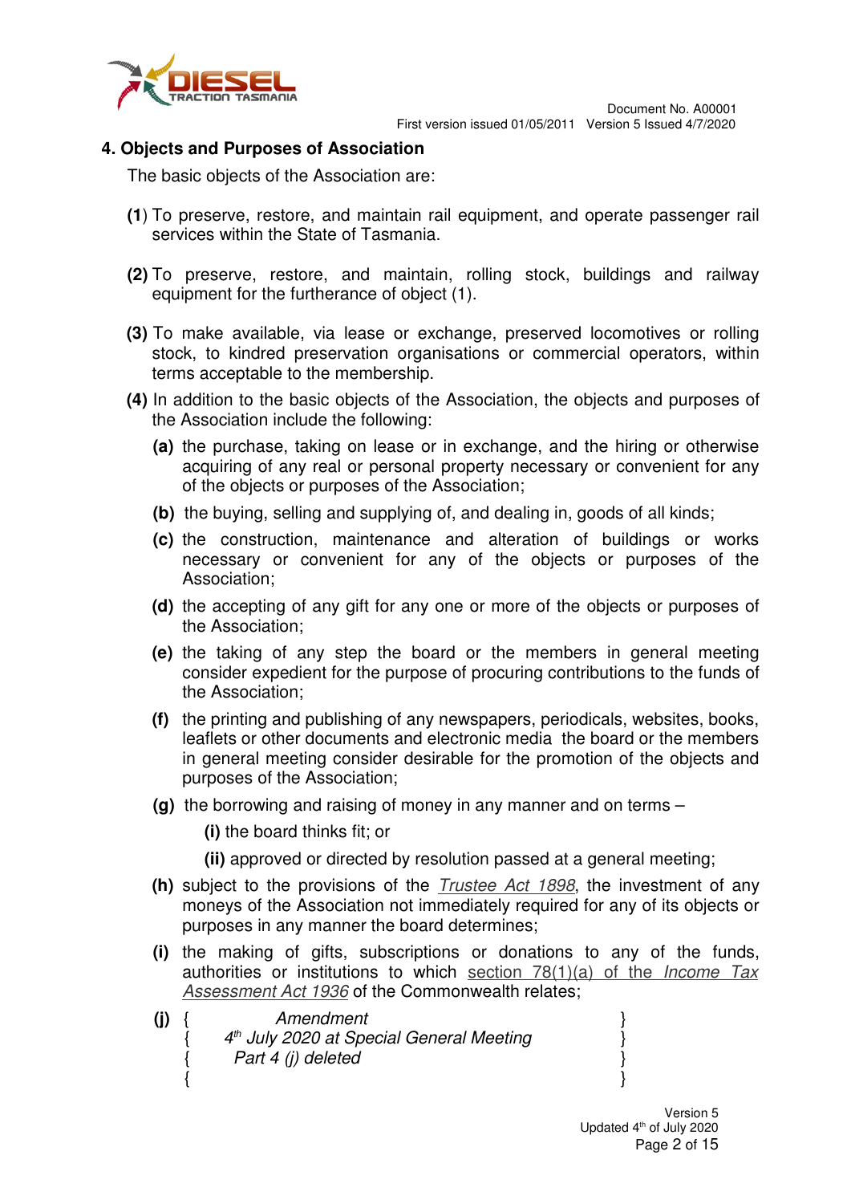## 4. Objects and Purposes of Association

The basic objects of the Association are:

**(1**) To preserve, restore, and maintain rail equipment, and operate passenger rail services within the State of Tasmania.

**(2)** To preserve, restore, and maintain, rolling stock, buildings and railway equipment for the furtherance of object (1).

**(3)** To make available, via lease or exchange, preserved locomotives or rolling stock, to kindred preservation organisations or commercial operators, within terms acceptable to the membership.

**(4)** In addition to the basic objects of the Association, the objects and purposes of the Association include the following:

- **(a)** the purchase, taking on lease or in exchange, and the hiring or otherwise acquiring of any real or personal property necessary or convenient for any of the objects or purposes of the Association;
- **(b)** the buying, selling and supplying of, and dealing in, goods of all kinds;
- **(c)** the construction, maintenance and alteration of buildings or works necessary or convenient for any of the objects or purposes of the Association;
- **(d)** the accepting of any gift for any one or more of the objects or purposes of the Association;
- **(e)** the taking of any step the board or the members in general meeting consider expedient for the purpose of procuring contributions to the funds of the Association;
- **(f)** the printing and publishing of any newspapers, periodicals, websites, books, leaflets or other documents and electronic media the board or the members in general meeting consider desirable for the promotion of the objects and purposes of the Association;
- **(g)** the borrowing and raising of money in any manner and on terms –
  - **(i)** the board thinks fit; or
  - **(ii)** approved or directed by resolution passed at a general meeting;
- **(h)** subject to the provisions of the *Trustee Act 1898*, the investment of any moneys of the Association not immediately required for any of its objects or purposes in any manner the board determines;
- **(i)** the making of gifts, subscriptions or donations to any of the funds, authorities or institutions to which section 78(1)(a) of the *Income Tax Assessment Act 1936* of the Commonwealth relates;
- **(j)** { *Amendment* }
  { *4th July 2020 at Special General Meeting* }
  { *Part 4 (j) deleted* }
  { }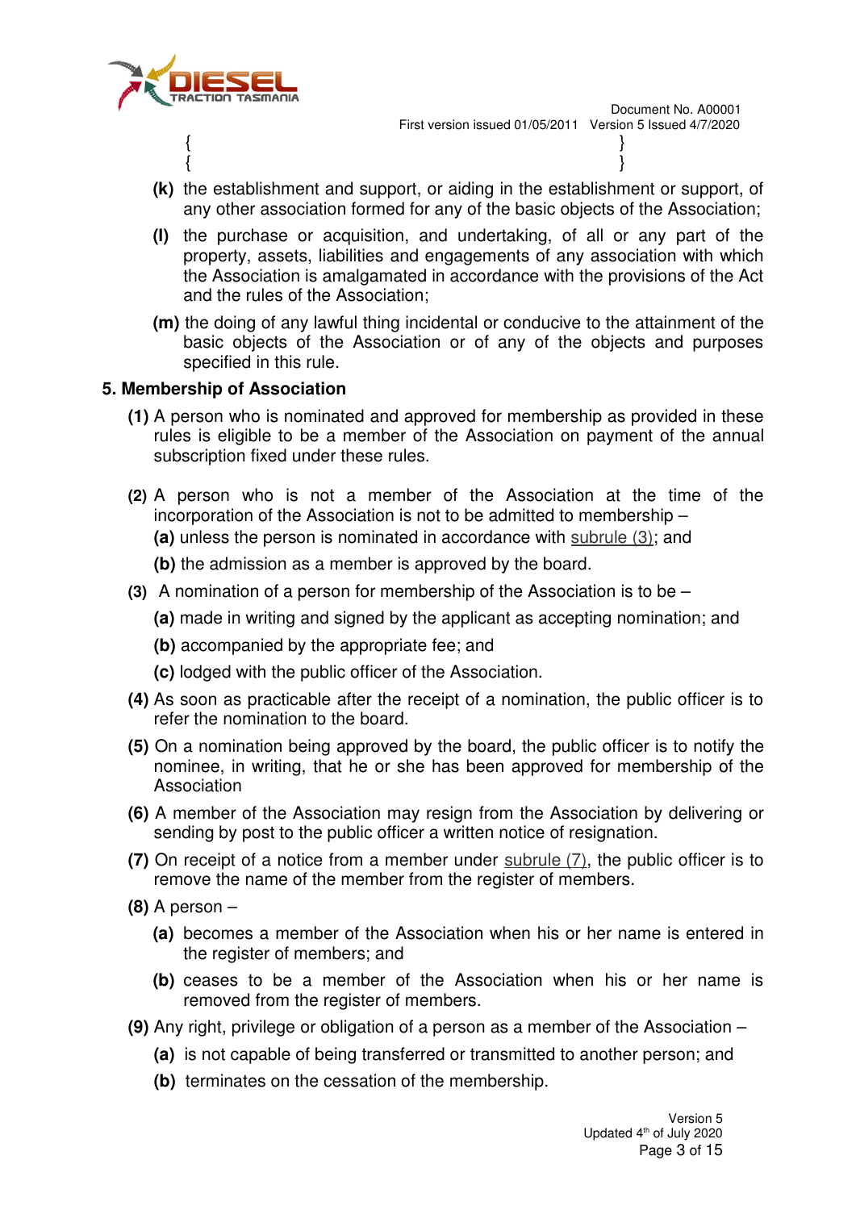{ }
{ }

**(k)** the establishment and support, or aiding in the establishment or support, of any other association formed for any of the basic objects of the Association;

**(l)** the purchase or acquisition, and undertaking, of all or any part of the property, assets, liabilities and engagements of any association with which the Association is amalgamated in accordance with the provisions of the Act and the rules of the Association;

**(m)** the doing of any lawful thing incidental or conducive to the attainment of the basic objects of the Association or of any of the objects and purposes specified in this rule.

**5. Membership of Association**

**(1)** A person who is nominated and approved for membership as provided in these rules is eligible to be a member of the Association on payment of the annual subscription fixed under these rules.

**(2)** A person who is not a member of the Association at the time of the incorporation of the Association is not to be admitted to membership –

**(a)** unless the person is nominated in accordance with subrule (3); and

**(b)** the admission as a member is approved by the board.

**(3)** A nomination of a person for membership of the Association is to be –

**(a)** made in writing and signed by the applicant as accepting nomination; and

**(b)** accompanied by the appropriate fee; and

**(c)** lodged with the public officer of the Association.

**(4)** As soon as practicable after the receipt of a nomination, the public officer is to refer the nomination to the board.

**(5)** On a nomination being approved by the board, the public officer is to notify the nominee, in writing, that he or she has been approved for membership of the Association

**(6)** A member of the Association may resign from the Association by delivering or sending by post to the public officer a written notice of resignation.

**(7)** On receipt of a notice from a member under subrule (7), the public officer is to remove the name of the member from the register of members.

**(8)** A person –

**(a)** becomes a member of the Association when his or her name is entered in the register of members; and

**(b)** ceases to be a member of the Association when his or her name is removed from the register of members.

**(9)** Any right, privilege or obligation of a person as a member of the Association –

**(a)** is not capable of being transferred or transmitted to another person; and

**(b)** terminates on the cessation of the membership.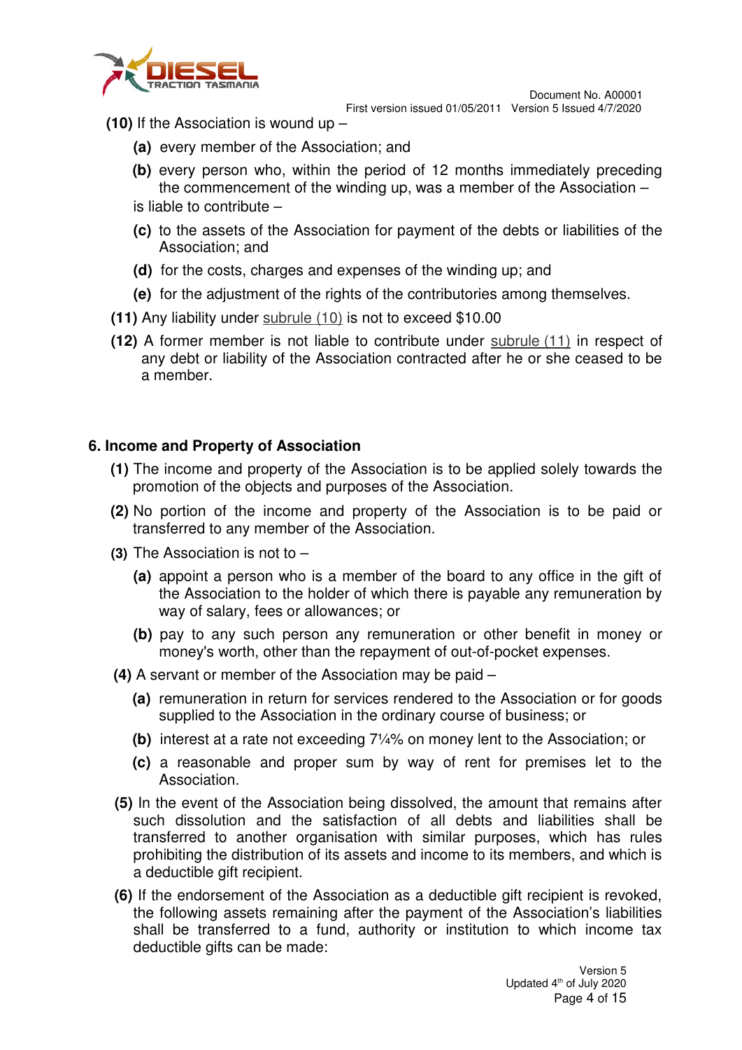**(10)** If the Association is wound up –

- **(a)** every member of the Association; and
- **(b)** every person who, within the period of 12 months immediately preceding the commencement of the winding up, was a member of the Association –

is liable to contribute –

- **(c)** to the assets of the Association for payment of the debts or liabilities of the Association; and
- **(d)** for the costs, charges and expenses of the winding up; and
- **(e)** for the adjustment of the rights of the contributories among themselves.

**(11)** Any liability under subrule (10) is not to exceed $10.00

**(12)** A former member is not liable to contribute under subrule (11) in respect of any debt or liability of the Association contracted after he or she ceased to be a member.

## 6. Income and Property of Association

**(1)** The income and property of the Association is to be applied solely towards the promotion of the objects and purposes of the Association.

**(2)** No portion of the income and property of the Association is to be paid or transferred to any member of the Association.

**(3)** The Association is not to –

- **(a)** appoint a person who is a member of the board to any office in the gift of the Association to the holder of which there is payable any remuneration by way of salary, fees or allowances; or
- **(b)** pay to any such person any remuneration or other benefit in money or money's worth, other than the repayment of out-of-pocket expenses.

**(4)** A servant or member of the Association may be paid –

- **(a)** remuneration in return for services rendered to the Association or for goods supplied to the Association in the ordinary course of business; or
- **(b)** interest at a rate not exceeding 7¼% on money lent to the Association; or
- **(c)** a reasonable and proper sum by way of rent for premises let to the Association.

**(5)** In the event of the Association being dissolved, the amount that remains after such dissolution and the satisfaction of all debts and liabilities shall be transferred to another organisation with similar purposes, which has rules prohibiting the distribution of its assets and income to its members, and which is a deductible gift recipient.

**(6)** If the endorsement of the Association as a deductible gift recipient is revoked, the following assets remaining after the payment of the Association's liabilities shall be transferred to a fund, authority or institution to which income tax deductible gifts can be made: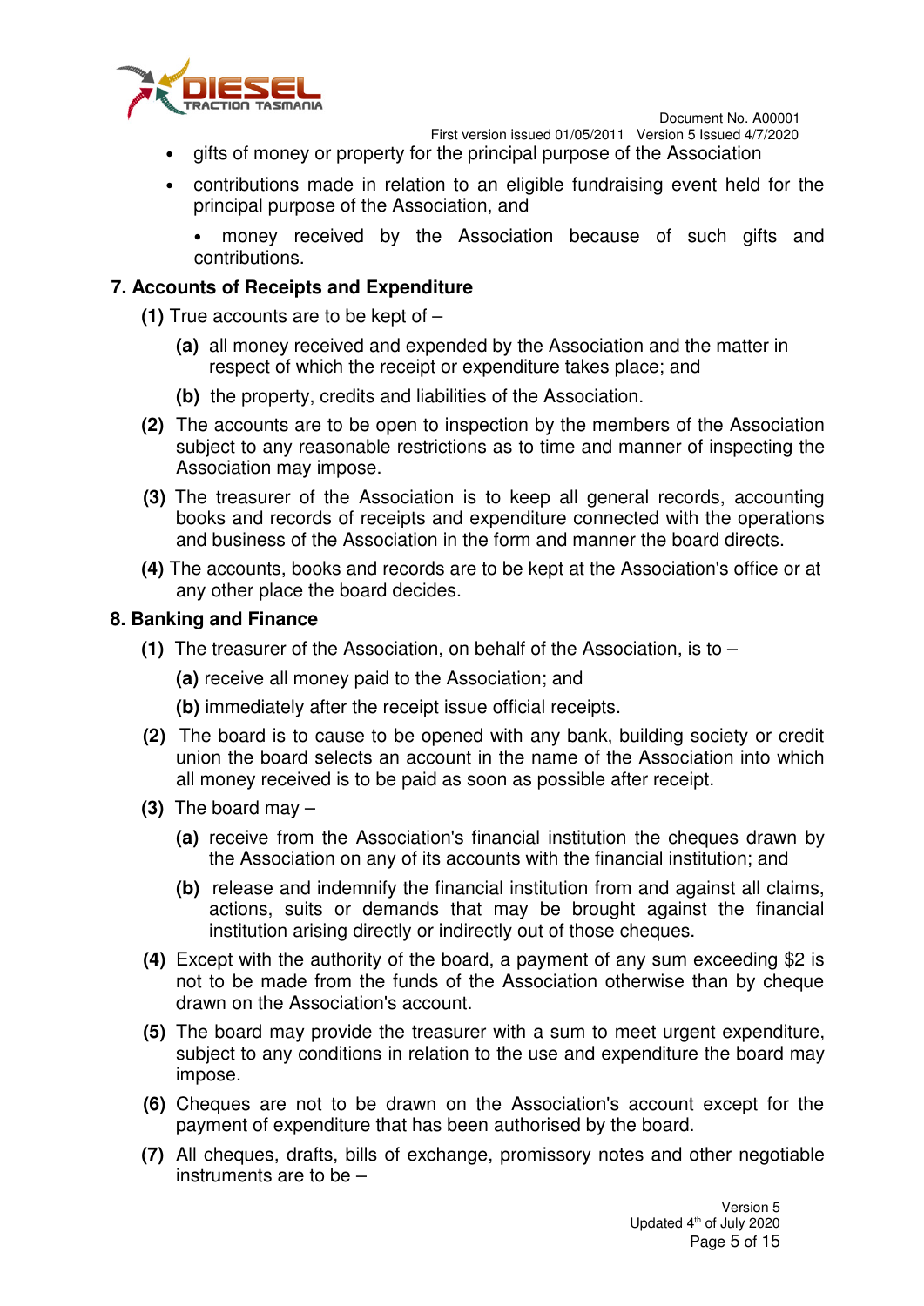- gifts of money or property for the principal purpose of the Association
- contributions made in relation to an eligible fundraising event held for the principal purpose of the Association, and
  - money received by the Association because of such gifts and contributions.

### 7. Accounts of Receipts and Expenditure

**(1)** True accounts are to be kept of –

**(a)** all money received and expended by the Association and the matter in respect of which the receipt or expenditure takes place; and

**(b)** the property, credits and liabilities of the Association.

**(2)** The accounts are to be open to inspection by the members of the Association subject to any reasonable restrictions as to time and manner of inspecting the Association may impose.

**(3)** The treasurer of the Association is to keep all general records, accounting books and records of receipts and expenditure connected with the operations and business of the Association in the form and manner the board directs.

**(4)** The accounts, books and records are to be kept at the Association's office or at any other place the board decides.

### 8. Banking and Finance

**(1)** The treasurer of the Association, on behalf of the Association, is to –

**(a)** receive all money paid to the Association; and

**(b)** immediately after the receipt issue official receipts.

**(2)** The board is to cause to be opened with any bank, building society or credit union the board selects an account in the name of the Association into which all money received is to be paid as soon as possible after receipt.

**(3)** The board may –

**(a)** receive from the Association's financial institution the cheques drawn by the Association on any of its accounts with the financial institution; and

**(b)** release and indemnify the financial institution from and against all claims, actions, suits or demands that may be brought against the financial institution arising directly or indirectly out of those cheques.

**(4)** Except with the authority of the board, a payment of any sum exceeding $2 is not to be made from the funds of the Association otherwise than by cheque drawn on the Association's account.

**(5)** The board may provide the treasurer with a sum to meet urgent expenditure, subject to any conditions in relation to the use and expenditure the board may impose.

**(6)** Cheques are not to be drawn on the Association's account except for the payment of expenditure that has been authorised by the board.

**(7)** All cheques, drafts, bills of exchange, promissory notes and other negotiable instruments are to be –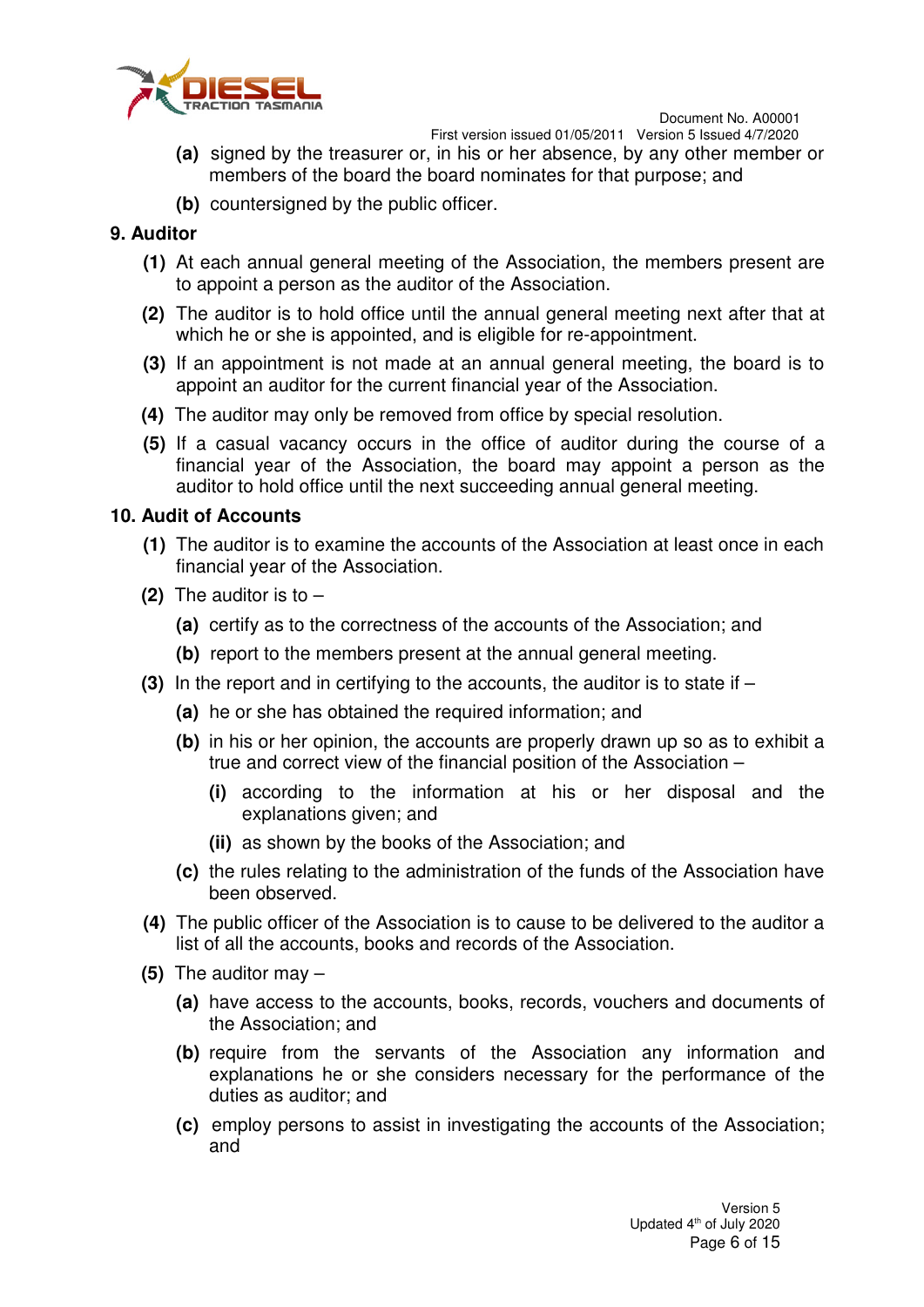(a) signed by the treasurer or, in his or her absence, by any other member or members of the board the board nominates for that purpose; and

(b) countersigned by the public officer.

## 9. Auditor

(1) At each annual general meeting of the Association, the members present are to appoint a person as the auditor of the Association.

(2) The auditor is to hold office until the annual general meeting next after that at which he or she is appointed, and is eligible for re-appointment.

(3) If an appointment is not made at an annual general meeting, the board is to appoint an auditor for the current financial year of the Association.

(4) The auditor may only be removed from office by special resolution.

(5) If a casual vacancy occurs in the office of auditor during the course of a financial year of the Association, the board may appoint a person as the auditor to hold office until the next succeeding annual general meeting.

## 10. Audit of Accounts

(1) The auditor is to examine the accounts of the Association at least once in each financial year of the Association.

(2) The auditor is to –

- (a) certify as to the correctness of the accounts of the Association; and
- (b) report to the members present at the annual general meeting.

(3) In the report and in certifying to the accounts, the auditor is to state if –

- (a) he or she has obtained the required information; and
- (b) in his or her opinion, the accounts are properly drawn up so as to exhibit a true and correct view of the financial position of the Association –
  - (i) according to the information at his or her disposal and the explanations given; and
  - (ii) as shown by the books of the Association; and
- (c) the rules relating to the administration of the funds of the Association have been observed.

(4) The public officer of the Association is to cause to be delivered to the auditor a list of all the accounts, books and records of the Association.

(5) The auditor may –

- (a) have access to the accounts, books, records, vouchers and documents of the Association; and
- (b) require from the servants of the Association any information and explanations he or she considers necessary for the performance of the duties as auditor; and
- (c) employ persons to assist in investigating the accounts of the Association; and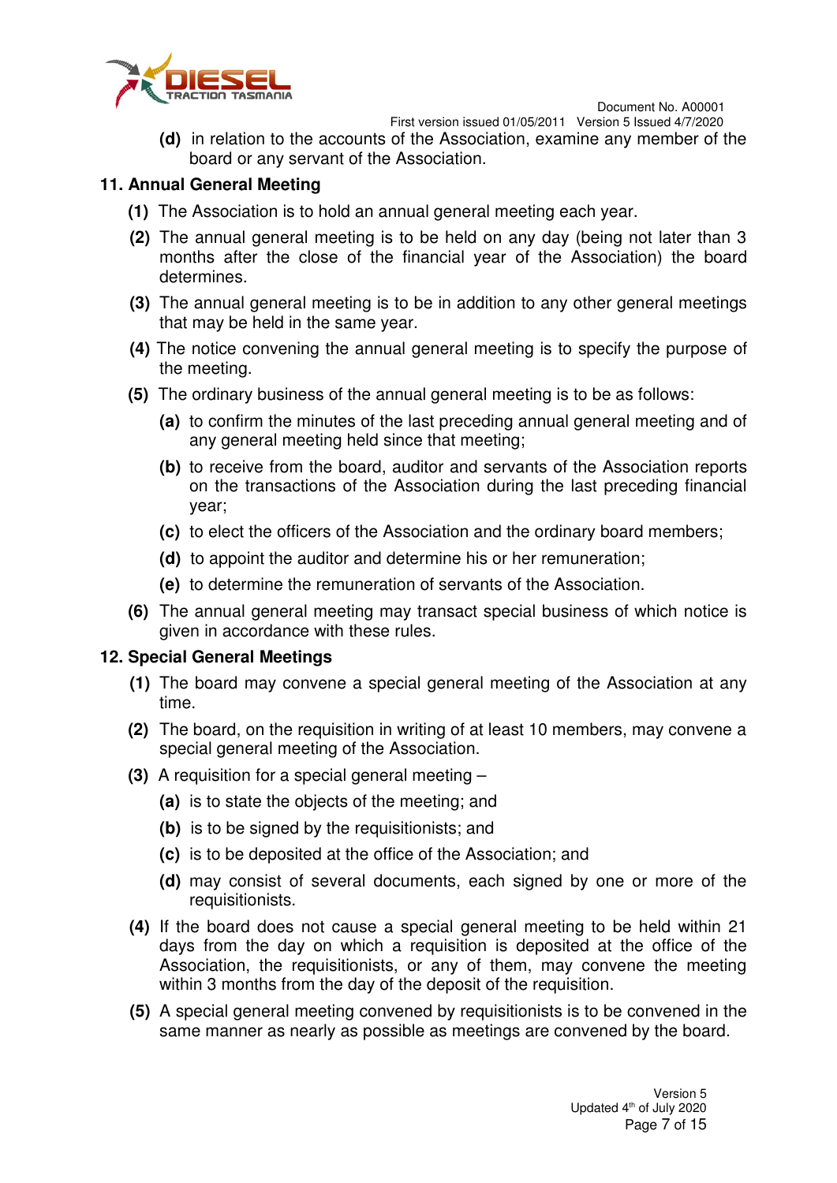**(d)** in relation to the accounts of the Association, examine any member of the board or any servant of the Association.

## 11. Annual General Meeting

**(1)** The Association is to hold an annual general meeting each year.

**(2)** The annual general meeting is to be held on any day (being not later than 3 months after the close of the financial year of the Association) the board determines.

**(3)** The annual general meeting is to be in addition to any other general meetings that may be held in the same year.

**(4)** The notice convening the annual general meeting is to specify the purpose of the meeting.

**(5)** The ordinary business of the annual general meeting is to be as follows:

- **(a)** to confirm the minutes of the last preceding annual general meeting and of any general meeting held since that meeting;
- **(b)** to receive from the board, auditor and servants of the Association reports on the transactions of the Association during the last preceding financial year;
- **(c)** to elect the officers of the Association and the ordinary board members;
- **(d)** to appoint the auditor and determine his or her remuneration;
- **(e)** to determine the remuneration of servants of the Association.

**(6)** The annual general meeting may transact special business of which notice is given in accordance with these rules.

## 12. Special General Meetings

**(1)** The board may convene a special general meeting of the Association at any time.

**(2)** The board, on the requisition in writing of at least 10 members, may convene a special general meeting of the Association.

**(3)** A requisition for a special general meeting –

- **(a)** is to state the objects of the meeting; and
- **(b)** is to be signed by the requisitionists; and
- **(c)** is to be deposited at the office of the Association; and
- **(d)** may consist of several documents, each signed by one or more of the requisitionists.

**(4)** If the board does not cause a special general meeting to be held within 21 days from the day on which a requisition is deposited at the office of the Association, the requisitionists, or any of them, may convene the meeting within 3 months from the day of the deposit of the requisition.

**(5)** A special general meeting convened by requisitionists is to be convened in the same manner as nearly as possible as meetings are convened by the board.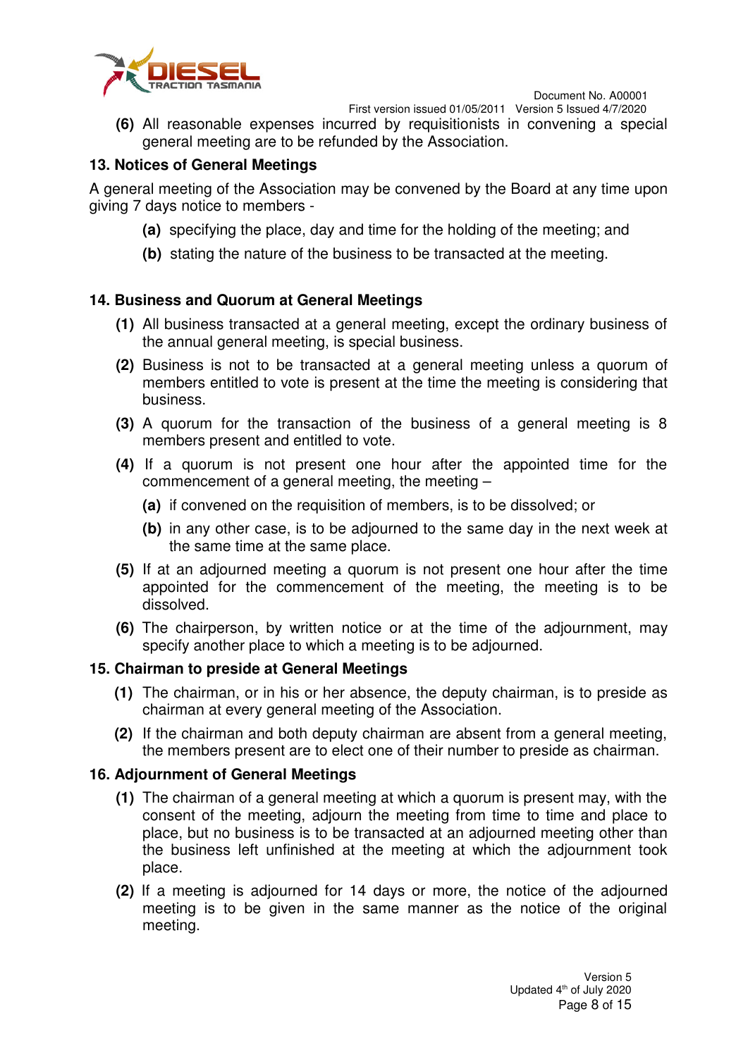**(6)** All reasonable expenses incurred by requisitionists in convening a special general meeting are to be refunded by the Association.

### 13. Notices of General Meetings

A general meeting of the Association may be convened by the Board at any time upon giving 7 days notice to members -

- **(a)** specifying the place, day and time for the holding of the meeting; and
- **(b)** stating the nature of the business to be transacted at the meeting.

### 14. Business and Quorum at General Meetings

**(1)** All business transacted at a general meeting, except the ordinary business of the annual general meeting, is special business.

**(2)** Business is not to be transacted at a general meeting unless a quorum of members entitled to vote is present at the time the meeting is considering that business.

**(3)** A quorum for the transaction of the business of a general meeting is 8 members present and entitled to vote.

**(4)** If a quorum is not present one hour after the appointed time for the commencement of a general meeting, the meeting –

- **(a)** if convened on the requisition of members, is to be dissolved; or
- **(b)** in any other case, is to be adjourned to the same day in the next week at the same time at the same place.

**(5)** If at an adjourned meeting a quorum is not present one hour after the time appointed for the commencement of the meeting, the meeting is to be dissolved.

**(6)** The chairperson, by written notice or at the time of the adjournment, may specify another place to which a meeting is to be adjourned.

### 15. Chairman to preside at General Meetings

**(1)** The chairman, or in his or her absence, the deputy chairman, is to preside as chairman at every general meeting of the Association.

**(2)** If the chairman and both deputy chairman are absent from a general meeting, the members present are to elect one of their number to preside as chairman.

### 16. Adjournment of General Meetings

**(1)** The chairman of a general meeting at which a quorum is present may, with the consent of the meeting, adjourn the meeting from time to time and place to place, but no business is to be transacted at an adjourned meeting other than the business left unfinished at the meeting at which the adjournment took place.

**(2)** If a meeting is adjourned for 14 days or more, the notice of the adjourned meeting is to be given in the same manner as the notice of the original meeting.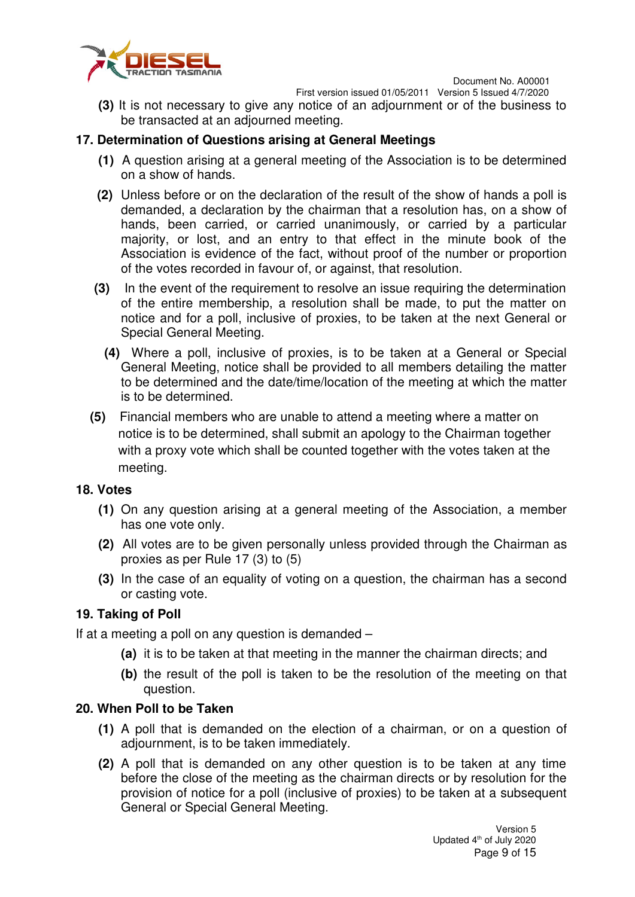**(3)** It is not necessary to give any notice of an adjournment or of the business to be transacted at an adjourned meeting.

## 17. Determination of Questions arising at General Meetings

**(1)** A question arising at a general meeting of the Association is to be determined on a show of hands.

**(2)** Unless before or on the declaration of the result of the show of hands a poll is demanded, a declaration by the chairman that a resolution has, on a show of hands, been carried, or carried unanimously, or carried by a particular majority, or lost, and an entry to that effect in the minute book of the Association is evidence of the fact, without proof of the number or proportion of the votes recorded in favour of, or against, that resolution.

**(3)** In the event of the requirement to resolve an issue requiring the determination of the entire membership, a resolution shall be made, to put the matter on notice and for a poll, inclusive of proxies, to be taken at the next General or Special General Meeting.

**(4)** Where a poll, inclusive of proxies, is to be taken at a General or Special General Meeting, notice shall be provided to all members detailing the matter to be determined and the date/time/location of the meeting at which the matter is to be determined.

**(5)** Financial members who are unable to attend a meeting where a matter on notice is to be determined, shall submit an apology to the Chairman together with a proxy vote which shall be counted together with the votes taken at the meeting.

## 18. Votes

**(1)** On any question arising at a general meeting of the Association, a member has one vote only.

**(2)** All votes are to be given personally unless provided through the Chairman as proxies as per Rule 17 (3) to (5)

**(3)** In the case of an equality of voting on a question, the chairman has a second or casting vote.

## 19. Taking of Poll

If at a meeting a poll on any question is demanded –

**(a)** it is to be taken at that meeting in the manner the chairman directs; and

**(b)** the result of the poll is taken to be the resolution of the meeting on that question.

## 20. When Poll to be Taken

**(1)** A poll that is demanded on the election of a chairman, or on a question of adjournment, is to be taken immediately.

**(2)** A poll that is demanded on any other question is to be taken at any time before the close of the meeting as the chairman directs or by resolution for the provision of notice for a poll (inclusive of proxies) to be taken at a subsequent General or Special General Meeting.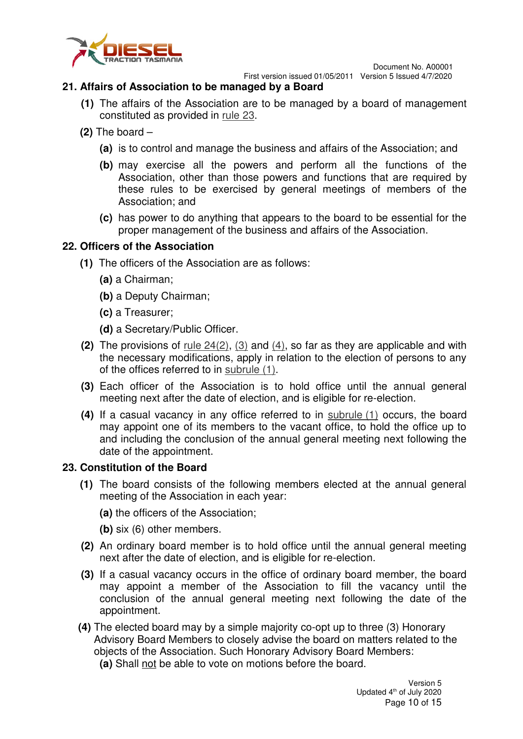## 21. Affairs of Association to be managed by a Board

**(1)** The affairs of the Association are to be managed by a board of management constituted as provided in rule 23.

**(2)** The board –

**(a)** is to control and manage the business and affairs of the Association; and

**(b)** may exercise all the powers and perform all the functions of the Association, other than those powers and functions that are required by these rules to be exercised by general meetings of members of the Association; and

**(c)** has power to do anything that appears to the board to be essential for the proper management of the business and affairs of the Association.

## 22. Officers of the Association

**(1)** The officers of the Association are as follows:

**(a)** a Chairman;

**(b)** a Deputy Chairman;

**(c)** a Treasurer;

**(d)** a Secretary/Public Officer.

**(2)** The provisions of rule 24(2), (3) and (4), so far as they are applicable and with the necessary modifications, apply in relation to the election of persons to any of the offices referred to in subrule (1).

**(3)** Each officer of the Association is to hold office until the annual general meeting next after the date of election, and is eligible for re-election.

**(4)** If a casual vacancy in any office referred to in subrule (1) occurs, the board may appoint one of its members to the vacant office, to hold the office up to and including the conclusion of the annual general meeting next following the date of the appointment.

## 23. Constitution of the Board

**(1)** The board consists of the following members elected at the annual general meeting of the Association in each year:

**(a)** the officers of the Association;

**(b)** six (6) other members.

**(2)** An ordinary board member is to hold office until the annual general meeting next after the date of election, and is eligible for re-election.

**(3)** If a casual vacancy occurs in the office of ordinary board member, the board may appoint a member of the Association to fill the vacancy until the conclusion of the annual general meeting next following the date of the appointment.

**(4)** The elected board may by a simple majority co-opt up to three (3) Honorary Advisory Board Members to closely advise the board on matters related to the objects of the Association. Such Honorary Advisory Board Members:

**(a)** Shall not be able to vote on motions before the board.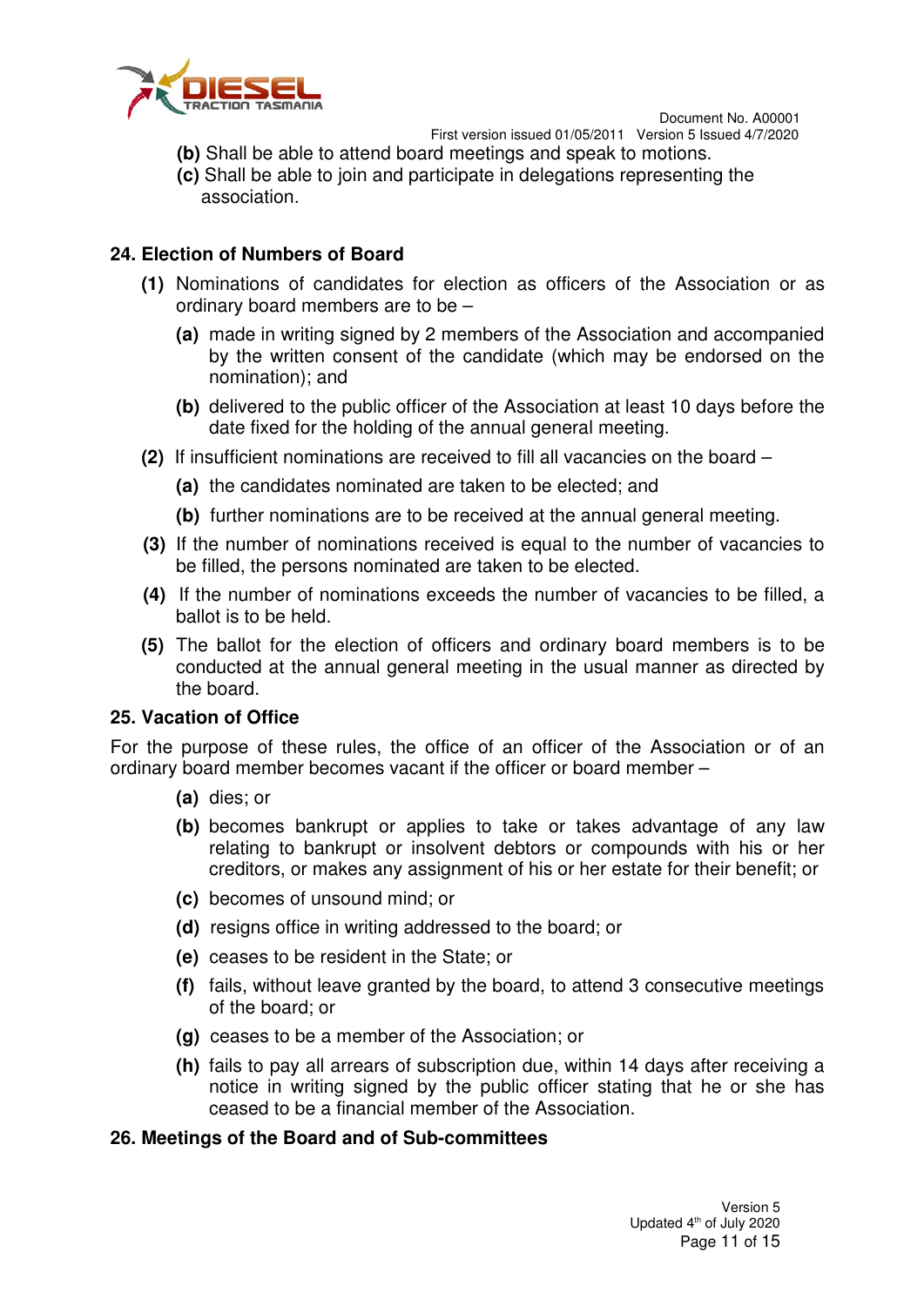**(b)** Shall be able to attend board meetings and speak to motions.

**(c)** Shall be able to join and participate in delegations representing the association.

## 24. Election of Numbers of Board

**(1)** Nominations of candidates for election as officers of the Association or as ordinary board members are to be –

**(a)** made in writing signed by 2 members of the Association and accompanied by the written consent of the candidate (which may be endorsed on the nomination); and

**(b)** delivered to the public officer of the Association at least 10 days before the date fixed for the holding of the annual general meeting.

**(2)** If insufficient nominations are received to fill all vacancies on the board –

**(a)** the candidates nominated are taken to be elected; and

**(b)** further nominations are to be received at the annual general meeting.

**(3)** If the number of nominations received is equal to the number of vacancies to be filled, the persons nominated are taken to be elected.

**(4)** If the number of nominations exceeds the number of vacancies to be filled, a ballot is to be held.

**(5)** The ballot for the election of officers and ordinary board members is to be conducted at the annual general meeting in the usual manner as directed by the board.

## 25. Vacation of Office

For the purpose of these rules, the office of an officer of the Association or of an ordinary board member becomes vacant if the officer or board member –

**(a)** dies; or

**(b)** becomes bankrupt or applies to take or takes advantage of any law relating to bankrupt or insolvent debtors or compounds with his or her creditors, or makes any assignment of his or her estate for their benefit; or

**(c)** becomes of unsound mind; or

**(d)** resigns office in writing addressed to the board; or

**(e)** ceases to be resident in the State; or

**(f)** fails, without leave granted by the board, to attend 3 consecutive meetings of the board; or

**(g)** ceases to be a member of the Association; or

**(h)** fails to pay all arrears of subscription due, within 14 days after receiving a notice in writing signed by the public officer stating that he or she has ceased to be a financial member of the Association.

## 26. Meetings of the Board and of Sub-committees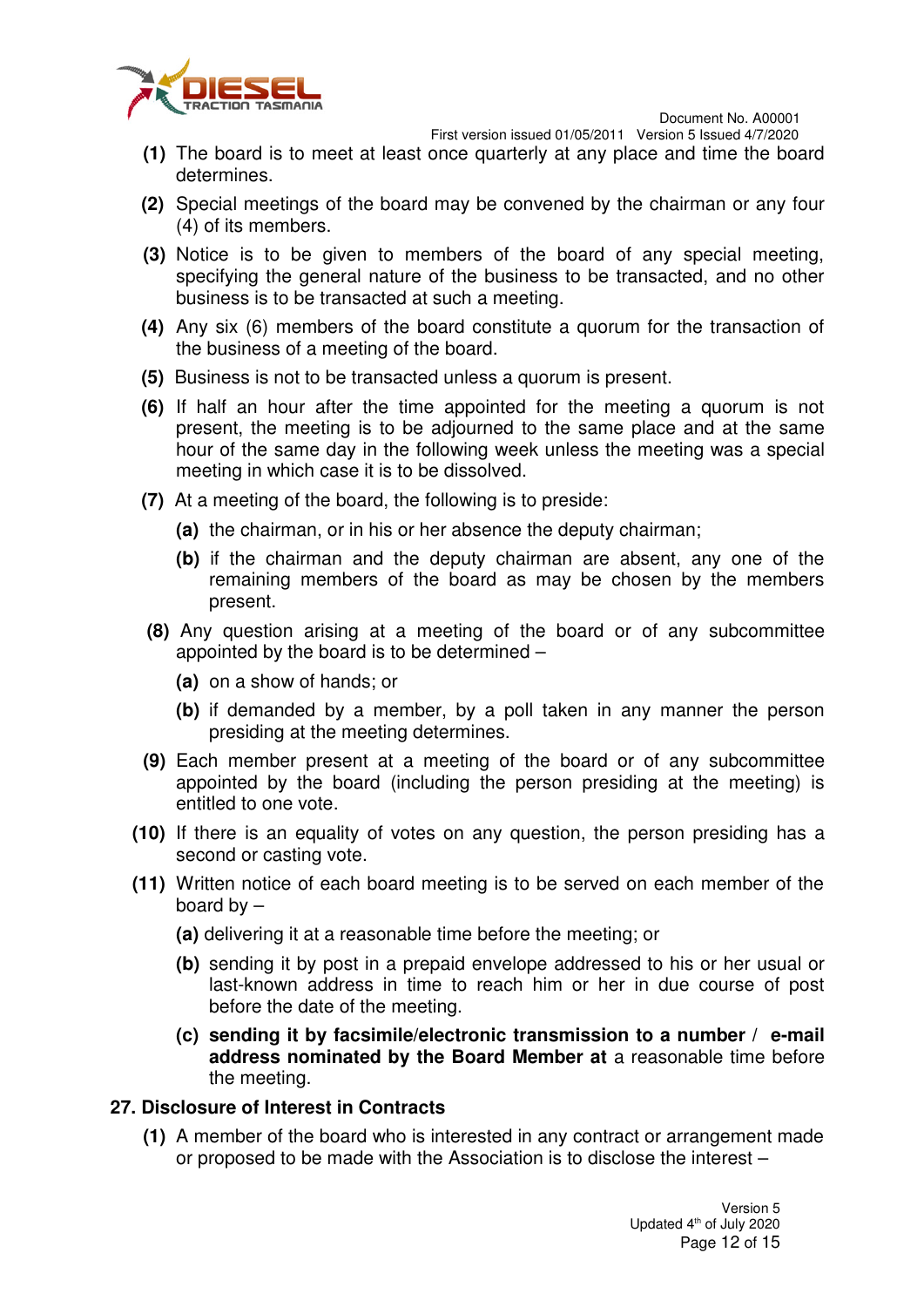**(1)** The board is to meet at least once quarterly at any place and time the board determines.

**(2)** Special meetings of the board may be convened by the chairman or any four (4) of its members.

**(3)** Notice is to be given to members of the board of any special meeting, specifying the general nature of the business to be transacted, and no other business is to be transacted at such a meeting.

**(4)** Any six (6) members of the board constitute a quorum for the transaction of the business of a meeting of the board.

**(5)** Business is not to be transacted unless a quorum is present.

**(6)** If half an hour after the time appointed for the meeting a quorum is not present, the meeting is to be adjourned to the same place and at the same hour of the same day in the following week unless the meeting was a special meeting in which case it is to be dissolved.

**(7)** At a meeting of the board, the following is to preside:

- **(a)** the chairman, or in his or her absence the deputy chairman;
- **(b)** if the chairman and the deputy chairman are absent, any one of the remaining members of the board as may be chosen by the members present.

**(8)** Any question arising at a meeting of the board or of any subcommittee appointed by the board is to be determined –

- **(a)** on a show of hands; or
- **(b)** if demanded by a member, by a poll taken in any manner the person presiding at the meeting determines.

**(9)** Each member present at a meeting of the board or of any subcommittee appointed by the board (including the person presiding at the meeting) is entitled to one vote.

**(10)** If there is an equality of votes on any question, the person presiding has a second or casting vote.

**(11)** Written notice of each board meeting is to be served on each member of the board by –

- **(a)** delivering it at a reasonable time before the meeting; or
- **(b)** sending it by post in a prepaid envelope addressed to his or her usual or last-known address in time to reach him or her in due course of post before the date of the meeting.
- **(c) sending it by facsimile/electronic transmission to a number / e-mail address nominated by the Board Member at** a reasonable time before the meeting.

### 27. Disclosure of Interest in Contracts

**(1)** A member of the board who is interested in any contract or arrangement made or proposed to be made with the Association is to disclose the interest –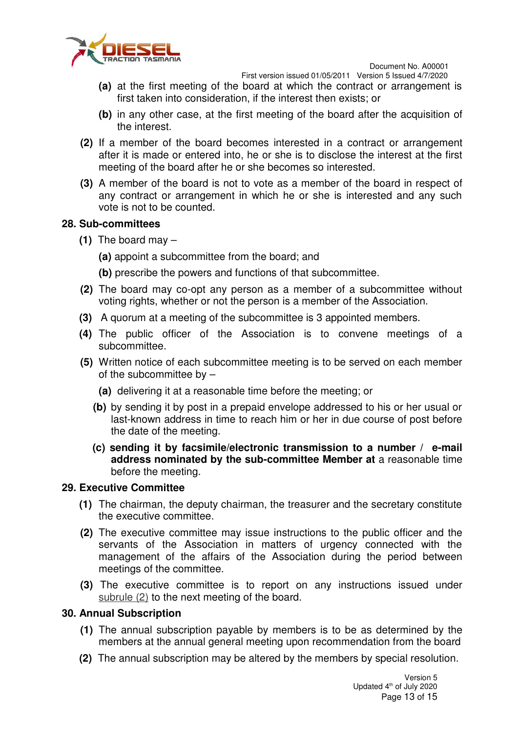(a) at the first meeting of the board at which the contract or arrangement is first taken into consideration, if the interest then exists; or

(b) in any other case, at the first meeting of the board after the acquisition of the interest.

**(2)** If a member of the board becomes interested in a contract or arrangement after it is made or entered into, he or she is to disclose the interest at the first meeting of the board after he or she becomes so interested.

**(3)** A member of the board is not to vote as a member of the board in respect of any contract or arrangement in which he or she is interested and any such vote is not to be counted.

## 28. Sub-committees

**(1)** The board may –

**(a)** appoint a subcommittee from the board; and

**(b)** prescribe the powers and functions of that subcommittee.

**(2)** The board may co-opt any person as a member of a subcommittee without voting rights, whether or not the person is a member of the Association.

**(3)** A quorum at a meeting of the subcommittee is 3 appointed members.

**(4)** The public officer of the Association is to convene meetings of a subcommittee.

**(5)** Written notice of each subcommittee meeting is to be served on each member of the subcommittee by –

**(a)** delivering it at a reasonable time before the meeting; or

**(b)** by sending it by post in a prepaid envelope addressed to his or her usual or last-known address in time to reach him or her in due course of post before the date of the meeting.

**(c) sending it by facsimile/electronic transmission to a number / e-mail address nominated by the sub-committee Member at** a reasonable time before the meeting.

## 29. Executive Committee

**(1)** The chairman, the deputy chairman, the treasurer and the secretary constitute the executive committee.

**(2)** The executive committee may issue instructions to the public officer and the servants of the Association in matters of urgency connected with the management of the affairs of the Association during the period between meetings of the committee.

**(3)** The executive committee is to report on any instructions issued under subrule (2) to the next meeting of the board.

## 30. Annual Subscription

**(1)** The annual subscription payable by members is to be as determined by the members at the annual general meeting upon recommendation from the board

**(2)** The annual subscription may be altered by the members by special resolution.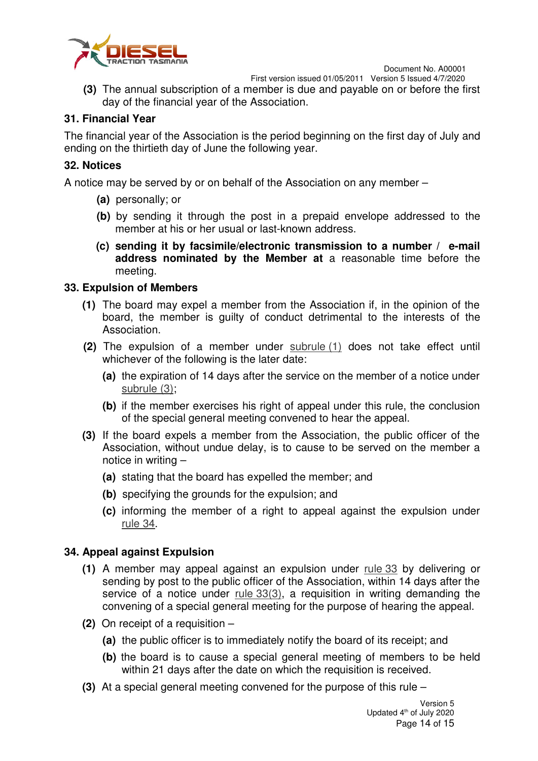**(3)** The annual subscription of a member is due and payable on or before the first day of the financial year of the Association.

## 31. Financial Year

The financial year of the Association is the period beginning on the first day of July and ending on the thirtieth day of June the following year.

## 32. Notices

A notice may be served by or on behalf of the Association on any member –

- **(a)** personally; or
- **(b)** by sending it through the post in a prepaid envelope addressed to the member at his or her usual or last-known address.
- **(c) sending it by facsimile/electronic transmission to a number / e-mail address nominated by the Member at** a reasonable time before the meeting.

## 33. Expulsion of Members

**(1)** The board may expel a member from the Association if, in the opinion of the board, the member is guilty of conduct detrimental to the interests of the Association.

**(2)** The expulsion of a member under subrule (1) does not take effect until whichever of the following is the later date:

- **(a)** the expiration of 14 days after the service on the member of a notice under subrule (3);
- **(b)** if the member exercises his right of appeal under this rule, the conclusion of the special general meeting convened to hear the appeal.

**(3)** If the board expels a member from the Association, the public officer of the Association, without undue delay, is to cause to be served on the member a notice in writing –

- **(a)** stating that the board has expelled the member; and
- **(b)** specifying the grounds for the expulsion; and
- **(c)** informing the member of a right to appeal against the expulsion under rule 34.

## 34. Appeal against Expulsion

**(1)** A member may appeal against an expulsion under rule 33 by delivering or sending by post to the public officer of the Association, within 14 days after the service of a notice under rule 33(3), a requisition in writing demanding the convening of a special general meeting for the purpose of hearing the appeal.

**(2)** On receipt of a requisition –

- **(a)** the public officer is to immediately notify the board of its receipt; and
- **(b)** the board is to cause a special general meeting of members to be held within 21 days after the date on which the requisition is received.

**(3)** At a special general meeting convened for the purpose of this rule –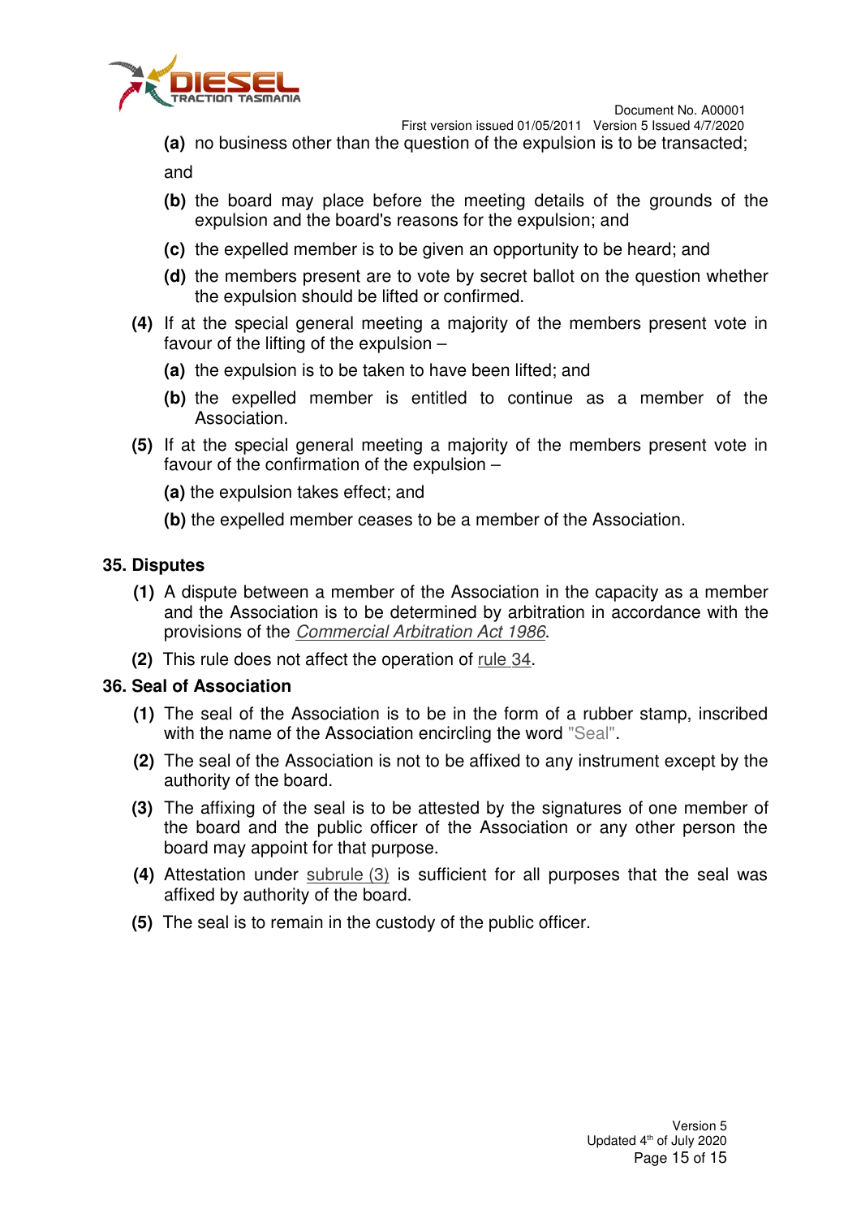(a) no business other than the question of the expulsion is to be transacted; and

(b) the board may place before the meeting details of the grounds of the expulsion and the board's reasons for the expulsion; and

(c) the expelled member is to be given an opportunity to be heard; and

(d) the members present are to vote by secret ballot on the question whether the expulsion should be lifted or confirmed.

(4) If at the special general meeting a majority of the members present vote in favour of the lifting of the expulsion –

(a) the expulsion is to be taken to have been lifted; and

(b) the expelled member is entitled to continue as a member of the Association.

(5) If at the special general meeting a majority of the members present vote in favour of the confirmation of the expulsion –

(a) the expulsion takes effect; and

(b) the expelled member ceases to be a member of the Association.

## 35. Disputes

(1) A dispute between a member of the Association in the capacity as a member and the Association is to be determined by arbitration in accordance with the provisions of the *Commercial Arbitration Act 1986*.

(2) This rule does not affect the operation of rule 34.

## 36. Seal of Association

(1) The seal of the Association is to be in the form of a rubber stamp, inscribed with the name of the Association encircling the word "Seal".

(2) The seal of the Association is not to be affixed to any instrument except by the authority of the board.

(3) The affixing of the seal is to be attested by the signatures of one member of the board and the public officer of the Association or any other person the board may appoint for that purpose.

(4) Attestation under subrule (3) is sufficient for all purposes that the seal was affixed by authority of the board.

(5) The seal is to remain in the custody of the public officer.